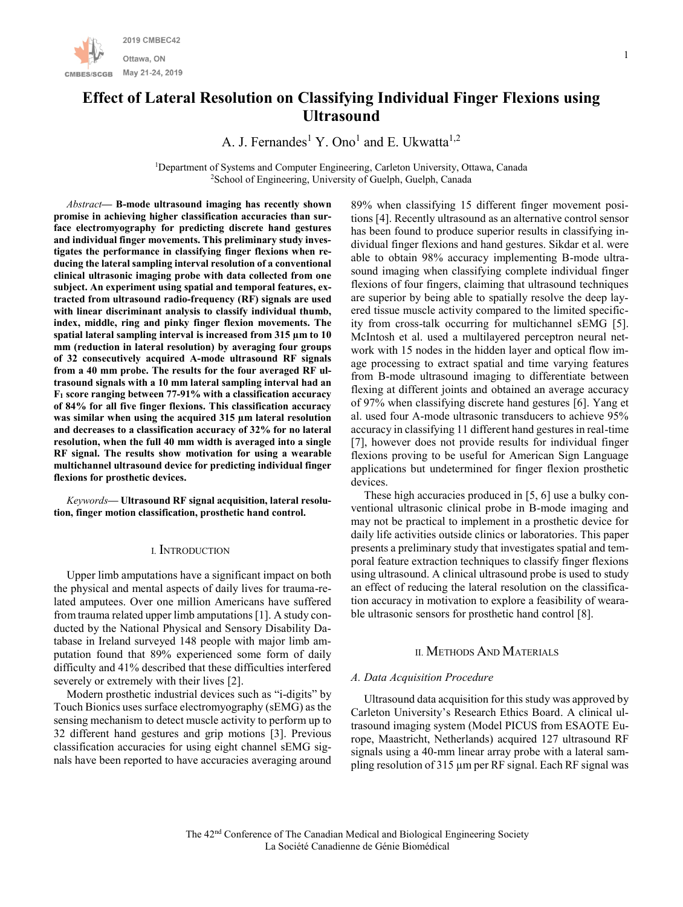# Effect of Lateral Resolution on Classifying Individual Finger Flexions using Ultrasound

A. J. Fernandes[1] Y. Ono[1] and E. Ukwatta[1,2]

[1]Department of Systems and Computer Engineering, Carleton University, Ottawa, Canada
[2]School of Engineering, University of Guelph, Guelph, Canada

*Abstract*— **B-mode ultrasound imaging has recently shown promise in achieving higher classification accuracies than surface electromyography for predicting discrete hand gestures and individual finger movements. This preliminary study investigates the performance in classifying finger flexions when reducing the lateral sampling interval resolution of a conventional clinical ultrasonic imaging probe with data collected from one subject. An experiment using spatial and temporal features, extracted from ultrasound radio-frequency (RF) signals are used with linear discriminant analysis to classify individual thumb, index, middle, ring and pinky finger flexion movements. The spatial lateral sampling interval is increased from 315 µm to 10 mm (reduction in lateral resolution) by averaging four groups of 32 consecutively acquired A-mode ultrasound RF signals from a 40 mm probe. The results for the four averaged RF ultrasound signals with a 10 mm lateral sampling interval had an $F_1$ score ranging between 77-91% with a classification accuracy of 84% for all five finger flexions. This classification accuracy was similar when using the acquired 315 µm lateral resolution and decreases to a classification accuracy of 32% for no lateral resolution, when the full 40 mm width is averaged into a single RF signal. The results show motivation for using a wearable multichannel ultrasound device for predicting individual finger flexions for prosthetic devices.**

*Keywords*— **Ultrasound RF signal acquisition, lateral resolution, finger motion classification, prosthetic hand control.**

## I. Introduction

Upper limb amputations have a significant impact on both the physical and mental aspects of daily lives for trauma-related amputees. Over one million Americans have suffered from trauma related upper limb amputations [1]. A study conducted by the National Physical and Sensory Disability Database in Ireland surveyed 148 people with major limb amputation found that 89% experienced some form of daily difficulty and 41% described that these difficulties interfered severely or extremely with their lives [2].

Modern prosthetic industrial devices such as "i-digits" by Touch Bionics uses surface electromyography (sEMG) as the sensing mechanism to detect muscle activity to perform up to 32 different hand gestures and grip motions [3]. Previous classification accuracies for using eight channel sEMG signals have been reported to have accuracies averaging around 89% when classifying 15 different finger movement positions [4]. Recently ultrasound as an alternative control sensor has been found to produce superior results in classifying individual finger flexions and hand gestures. Sikdar et al. were able to obtain 98% accuracy implementing B-mode ultrasound imaging when classifying complete individual finger flexions of four fingers, claiming that ultrasound techniques are superior by being able to spatially resolve the deep layered tissue muscle activity compared to the limited specificity from cross-talk occurring for multichannel sEMG [5]. McIntosh et al. used a multilayered perceptron neural network with 15 nodes in the hidden layer and optical flow image processing to extract spatial and time varying features from B-mode ultrasound imaging to differentiate between flexing at different joints and obtained an average accuracy of 97% when classifying discrete hand gestures [6]. Yang et al. used four A-mode ultrasonic transducers to achieve 95% accuracy in classifying 11 different hand gestures in real-time [7], however does not provide results for individual finger flexions proving to be useful for American Sign Language applications but undetermined for finger flexion prosthetic devices.

These high accuracies produced in [5, 6] use a bulky conventional ultrasonic clinical probe in B-mode imaging and may not be practical to implement in a prosthetic device for daily life activities outside clinics or laboratories. This paper presents a preliminary study that investigates spatial and temporal feature extraction techniques to classify finger flexions using ultrasound. A clinical ultrasound probe is used to study an effect of reducing the lateral resolution on the classification accuracy in motivation to explore a feasibility of wearable ultrasonic sensors for prosthetic hand control [8].

## II. Methods And Materials

### A. Data Acquisition Procedure

Ultrasound data acquisition for this study was approved by Carleton University's Research Ethics Board. A clinical ultrasound imaging system (Model PICUS from ESAOTE Europe, Maastricht, Netherlands) acquired 127 ultrasound RF signals using a 40-mm linear array probe with a lateral sampling resolution of 315 µm per RF signal. Each RF signal was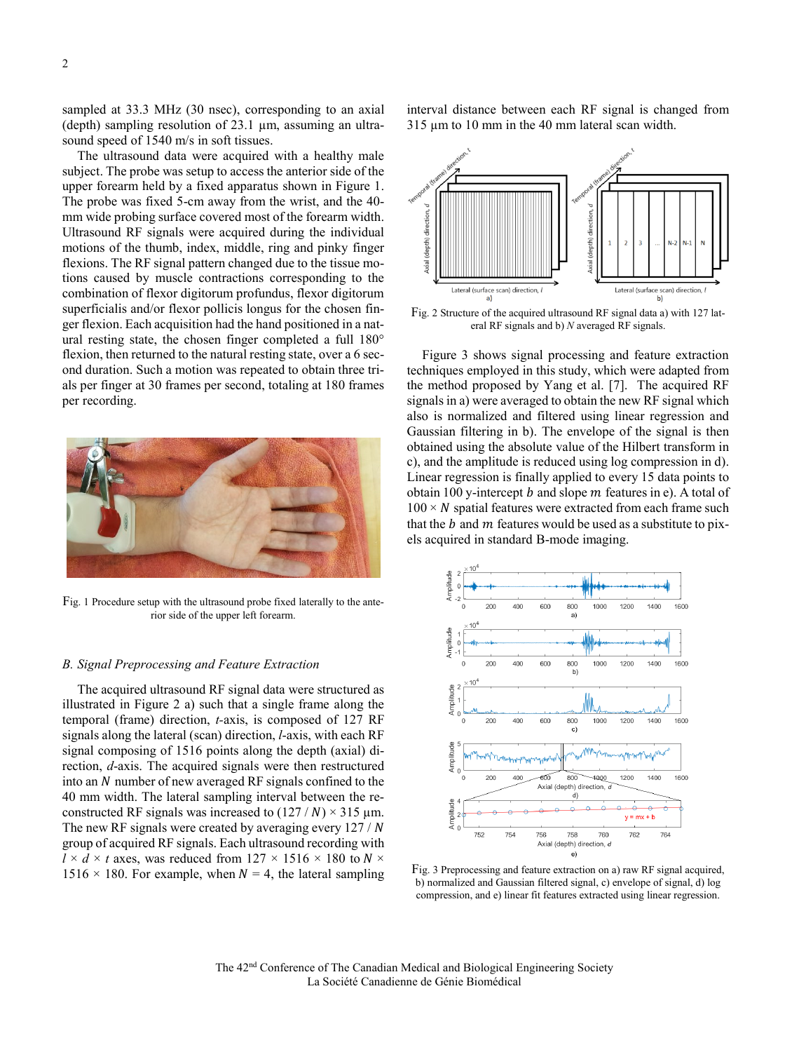sampled at 33.3 MHz (30 nsec), corresponding to an axial (depth) sampling resolution of 23.1 μm, assuming an ultrasound speed of 1540 m/s in soft tissues.

The ultrasound data were acquired with a healthy male subject. The probe was setup to access the anterior side of the upper forearm held by a fixed apparatus shown in Figure 1. The probe was fixed 5-cm away from the wrist, and the 40-mm wide probing surface covered most of the forearm width. Ultrasound RF signals were acquired during the individual motions of the thumb, index, middle, ring and pinky finger flexions. The RF signal pattern changed due to the tissue motions caused by muscle contractions corresponding to the combination of flexor digitorum profundus, flexor digitorum superficialis and/or flexor pollicis longus for the chosen finger flexion. Each acquisition had the hand positioned in a natural resting state, the chosen finger completed a full 180° flexion, then returned to the natural resting state, over a 6 second duration. Such a motion was repeated to obtain three trials per finger at 30 frames per second, totaling at 180 frames per recording.

Fig. 1 Procedure setup with the ultrasound probe fixed laterally to the anterior side of the upper left forearm.

### B. Signal Preprocessing and Feature Extraction

The acquired ultrasound RF signal data were structured as illustrated in Figure 2 a) such that a single frame along the temporal (frame) direction, *t*-axis, is composed of 127 RF signals along the lateral (scan) direction, *l*-axis, with each RF signal composing of 1516 points along the depth (axial) direction, *d*-axis. The acquired signals were then restructured into an $N$ number of new averaged RF signals confined to the 40 mm width. The lateral sampling interval between the reconstructed RF signals was increased to $(127 / N) \times 315$ μm. The new RF signals were created by averaging every $127 / N$ group of acquired RF signals. Each ultrasound recording with $l \times d \times t$ axes, was reduced from $127 \times 1516 \times 180$ to $N \times 1516 \times 180$. For example, when $N = 4$, the lateral sampling interval distance between each RF signal is changed from 315 μm to 10 mm in the 40 mm lateral scan width.

Fig. 2 Structure of the acquired ultrasound RF signal data a) with 127 lateral RF signals and b) $N$ averaged RF signals.

Figure 3 shows signal processing and feature extraction techniques employed in this study, which were adapted from the method proposed by Yang et al. [7]. The acquired RF signals in a) were averaged to obtain the new RF signal which also is normalized and filtered using linear regression and Gaussian filtering in b). The envelope of the signal is then obtained using the absolute value of the Hilbert transform in c), and the amplitude is reduced using log compression in d). Linear regression is finally applied to every 15 data points to obtain 100 y-intercept $b$ and slope $m$ features in e). A total of $100 \times N$ spatial features were extracted from each frame such that the $b$ and $m$ features would be used as a substitute to pixels acquired in standard B-mode imaging.

Fig. 3 Preprocessing and feature extraction on a) raw RF signal acquired, b) normalized and Gaussian filtered signal, c) envelope of signal, d) log compression, and e) linear fit features extracted using linear regression.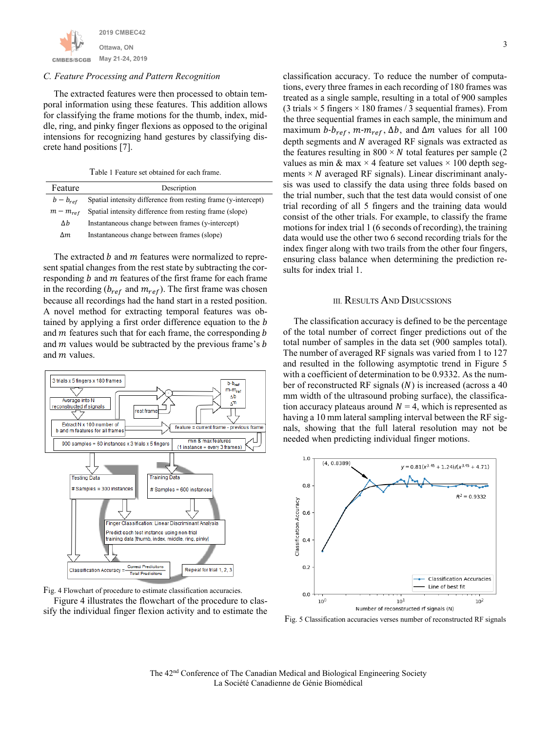### C. Feature Processing and Pattern Recognition

The extracted features were then processed to obtain temporal information using these features. This addition allows for classifying the frame motions for the thumb, index, middle, ring, and pinky finger flexions as opposed to the original intensions for recognizing hand gestures by classifying discrete hand positions [7].

Table 1 Feature set obtained for each frame.

| Feature | Description |
|---|---|
| $b - b_{ref}$ | Spatial intensity difference from resting frame (y-intercept) |
| $m - m_{ref}$ | Spatial intensity difference from resting frame (slope) |
| $\Delta b$ | Instantaneous change between frames (y-intercept) |
| $\Delta m$ | Instantaneous change between frames (slope) |

The extracted $b$ and $m$ features were normalized to represent spatial changes from the rest state by subtracting the corresponding $b$ and $m$ features of the first frame for each frame in the recording ($b_{ref}$ and $m_{ref}$). The first frame was chosen because all recordings had the hand start in a rested position. A novel method for extracting temporal features was obtained by applying a first order difference equation to the $b$ and $m$ features such that for each frame, the corresponding $b$ and $m$ values would be subtracted by the previous frame's $b$ and $m$ values.

Fig. 4 Flowchart of procedure to estimate classification accuracies.

Figure 4 illustrates the flowchart of the procedure to classify the individual finger flexion activity and to estimate the classification accuracy. To reduce the number of computations, every three frames in each recording of 180 frames was treated as a single sample, resulting in a total of 900 samples (3 trials × 5 fingers × 180 frames / 3 sequential frames). From the three sequential frames in each sample, the minimum and maximum $b$-$b_{ref}$, $m$-$m_{ref}$, $\Delta b$, and $\Delta m$ values for all 100 depth segments and $N$ averaged RF signals was extracted as the features resulting in $800 \times N$ total features per sample (2 values as min & max × 4 feature set values × 100 depth segments × $N$ averaged RF signals). Linear discriminant analysis was used to classify the data using three folds based on the trial number, such that the test data would consist of one trial recording of all 5 fingers and the training data would consist of the other trials. For example, to classify the frame motions for index trial 1 (6 seconds of recording), the training data would use the other two 6 second recording trials for the index finger along with two trails from the other four fingers, ensuring class balance when determining the prediction results for index trial 1.

## III. Results And Discussions

The classification accuracy is defined to be the percentage of the total number of correct finger predictions out of the total number of samples in the data set (900 samples total). The number of averaged RF signals was varied from 1 to 127 and resulted in the following asymptotic trend in Figure 5 with a coefficient of determination to be 0.9332. As the number of reconstructed RF signals ($N$) is increased (across a 40 mm width of the ultrasound probing surface), the classification accuracy plateaus around $N = 4$, which is represented as having a 10 mm lateral sampling interval between the RF signals, showing that the full lateral resolution may not be needed when predicting individual finger motions.

Fig. 5 Classification accuracies verses number of reconstructed RF signals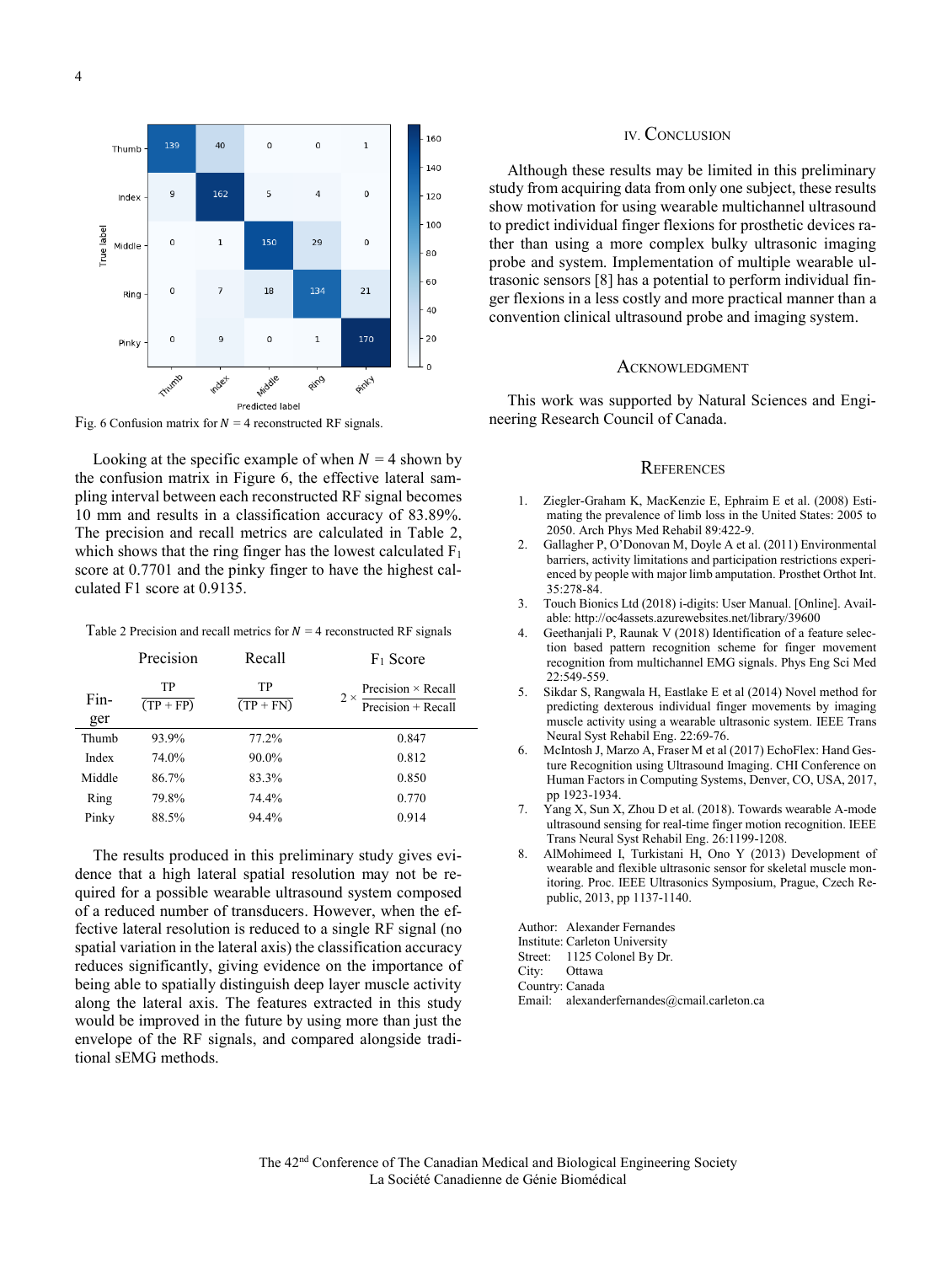Thumb Index Middle Ring Pinky

139 40 0 0 1

9 162 5 4 0

0 1 150 29 0

0 7 18 134 21

0 9 0 1 170

True label

Predicted label

160 140 120 100 80 60 40 20 0

Fig. 6 Confusion matrix for $N = 4$ reconstructed RF signals.

Looking at the specific example of when $N = 4$ shown by the confusion matrix in Figure 6, the effective lateral sampling interval between each reconstructed RF signal becomes 10 mm and results in a classification accuracy of 83.89%. The precision and recall metrics are calculated in Table 2, which shows that the ring finger has the lowest calculated $F_1$ score at 0.7701 and the pinky finger to have the highest calculated F1 score at 0.9135.

Table 2 Precision and recall metrics for $N = 4$ reconstructed RF signals

| | Precision | Recall | $F_1$ Score |
|---|---|---|---|
| Finger | $\frac{TP}{(TP + FP)}$ | $\frac{TP}{(TP + FN)}$ | $2 \times \frac{\text{Precision} \times \text{Recall}}{\text{Precision} + \text{Recall}}$ |
| Thumb | 93.9% | 77.2% | 0.847 |
| Index | 74.0% | 90.0% | 0.812 |
| Middle | 86.7% | 83.3% | 0.850 |
| Ring | 79.8% | 74.4% | 0.770 |
| Pinky | 88.5% | 94.4% | 0.914 |

The results produced in this preliminary study gives evidence that a high lateral spatial resolution may not be required for a possible wearable ultrasound system composed of a reduced number of transducers. However, when the effective lateral resolution is reduced to a single RF signal (no spatial variation in the lateral axis) the classification accuracy reduces significantly, giving evidence on the importance of being able to spatially distinguish deep layer muscle activity along the lateral axis. The features extracted in this study would be improved in the future by using more than just the envelope of the RF signals, and compared alongside traditional sEMG methods.

## IV. Conclusion

Although these results may be limited in this preliminary study from acquiring data from only one subject, these results show motivation for using wearable multichannel ultrasound to predict individual finger flexions for prosthetic devices rather than using a more complex bulky ultrasonic imaging probe and system. Implementation of multiple wearable ultrasonic sensors [8] has a potential to perform individual finger flexions in a less costly and more practical manner than a convention clinical ultrasound probe and imaging system.

## Acknowledgment

This work was supported by Natural Sciences and Engineering Research Council of Canada.

## References

1. Ziegler-Graham K, MacKenzie E, Ephraim E et al. (2008) Estimating the prevalence of limb loss in the United States: 2005 to 2050. Arch Phys Med Rehabil 89:422-9.
2. Gallagher P, O'Donovan M, Doyle A et al. (2011) Environmental barriers, activity limitations and participation restrictions experienced by people with major limb amputation. Prosthet Orthot Int. 35:278-84.
3. Touch Bionics Ltd (2018) i-digits: User Manual. [Online]. Available: http://oc4assets.azurewebsites.net/library/39600
4. Geethanjali P, Raunak V (2018) Identification of a feature selection based pattern recognition scheme for finger movement recognition from multichannel EMG signals. Phys Eng Sci Med 22:549-559.
5. Sikdar S, Rangwala H, Eastlake E et al (2014) Novel method for predicting dexterous individual finger movements by imaging muscle activity using a wearable ultrasonic system. IEEE Trans Neural Syst Rehabil Eng. 22:69-76.
6. McIntosh J, Marzo A, Fraser M et al (2017) EchoFlex: Hand Gesture Recognition using Ultrasound Imaging. CHI Conference on Human Factors in Computing Systems, Denver, CO, USA, 2017, pp 1923-1934.
7. Yang X, Sun X, Zhou D et al. (2018). Towards wearable A-mode ultrasound sensing for real-time finger motion recognition. IEEE Trans Neural Syst Rehabil Eng. 26:1199-1208.
8. AlMohimeed I, Turkistani H, Ono Y (2013) Development of wearable and flexible ultrasonic sensor for skeletal muscle monitoring. Proc. IEEE Ultrasonics Symposium, Prague, Czech Republic, 2013, pp 1137-1140.

Author: Alexander Fernandes
Institute: Carleton University
Street: 1125 Colonel By Dr.
City: Ottawa
Country: Canada
Email: alexanderfernandes@cmail.carleton.ca